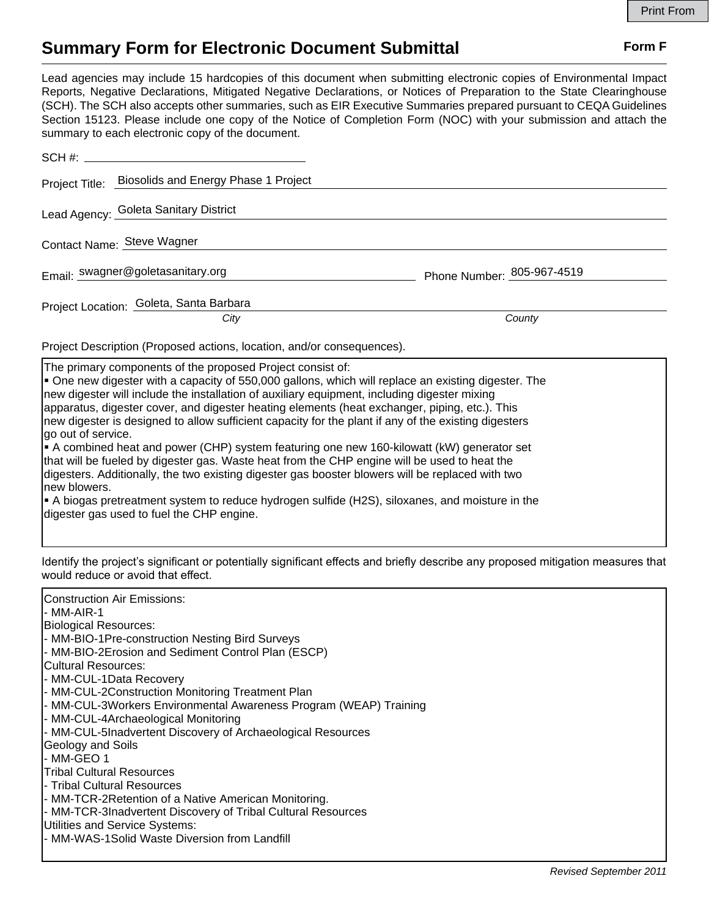# Summary Form for Electronic Document Submittal

**Form F**

Lead agencies may include 15 hardcopies of this document when submitting electronic copies of Environmental Impact Reports, Negative Declarations, Mitigated Negative Declarations, or Notices of Preparation to the State Clearinghouse (SCH). The SCH also accepts other summaries, such as EIR Executive Summaries prepared pursuant to CEQA Guidelines Section 15123. Please include one copy of the Notice of Completion Form (NOC) with your submission and attach the summary to each electronic copy of the document.

SCH #: 

Project Title: Biosolids and Energy Phase 1 Project

Lead Agency: Goleta Sanitary District

Contact Name: Steve Wagner

Email: swagner@goletasanitary.org    Phone Number: 805-967-4519

Project Location: Goleta, Santa Barbara
*City*    *County*

Project Description (Proposed actions, location, and/or consequences).

The primary components of the proposed Project consist of:
- One new digester with a capacity of 550,000 gallons, which will replace an existing digester. The new digester will include the installation of auxiliary equipment, including digester mixing apparatus, digester cover, and digester heating elements (heat exchanger, piping, etc.). This new digester is designed to allow sufficient capacity for the plant if any of the existing digesters go out of service.
- A combined heat and power (CHP) system featuring one new 160-kilowatt (kW) generator set that will be fueled by digester gas. Waste heat from the CHP engine will be used to heat the digesters. Additionally, the two existing digester gas booster blowers will be replaced with two new blowers.
- A biogas pretreatment system to reduce hydrogen sulfide ($H_2S$), siloxanes, and moisture in the digester gas used to fuel the CHP engine.

Identify the project's significant or potentially significant effects and briefly describe any proposed mitigation measures that would reduce or avoid that effect.

Construction Air Emissions:
- MM-AIR-1

Biological Resources:
- MM-BIO-1Pre-construction Nesting Bird Surveys
- MM-BIO-2Erosion and Sediment Control Plan (ESCP)

Cultural Resources:
- MM-CUL-1Data Recovery
- MM-CUL-2Construction Monitoring Treatment Plan
- MM-CUL-3Workers Environmental Awareness Program (WEAP) Training
- MM-CUL-4Archaeological Monitoring
- MM-CUL-5Inadvertent Discovery of Archaeological Resources

Geology and Soils
- MM-GEO 1

Tribal Cultural Resources
- Tribal Cultural Resources
- MM-TCR-2Retention of a Native American Monitoring.
- MM-TCR-3Inadvertent Discovery of Tribal Cultural Resources

Utilities and Service Systems:
- MM-WAS-1Solid Waste Diversion from Landfill

*Revised September 2011*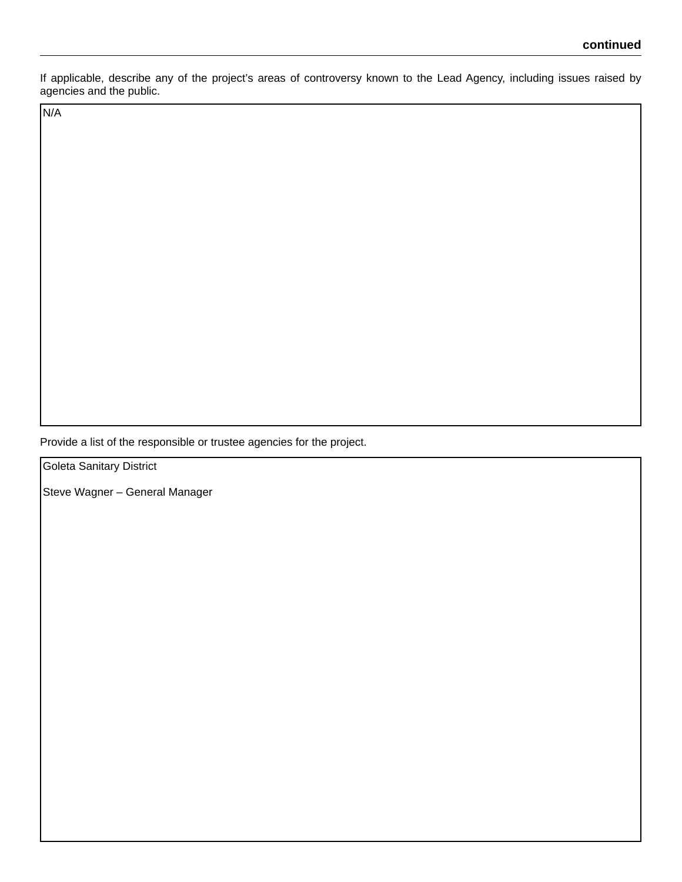**continued**

If applicable, describe any of the project's areas of controversy known to the Lead Agency, including issues raised by agencies and the public.

N/A

Provide a list of the responsible or trustee agencies for the project.

Goleta Sanitary District

Steve Wagner – General Manager